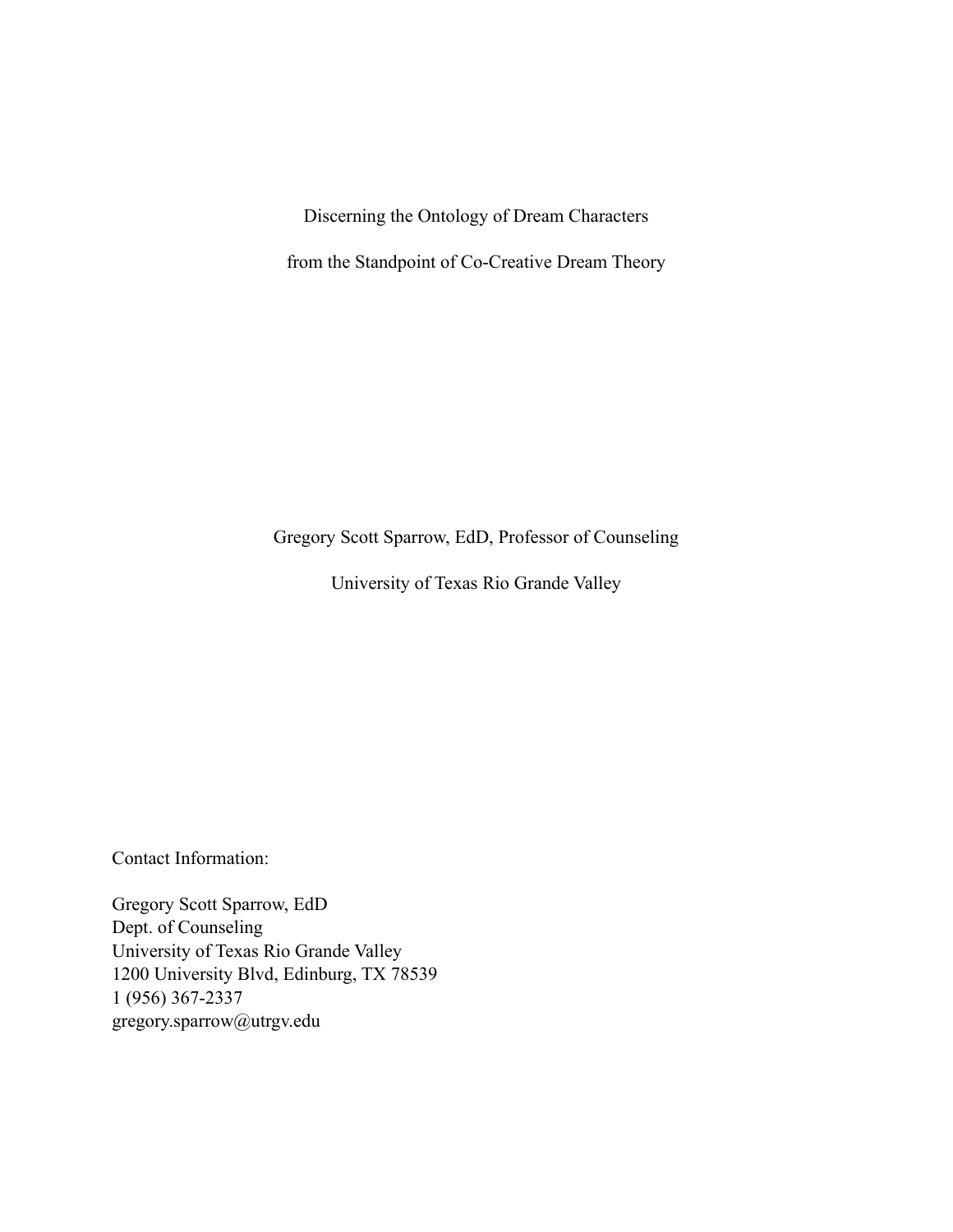# Discerning the Ontology of Dream Characters

# from the Standpoint of Co-Creative Dream Theory

Gregory Scott Sparrow, EdD, Professor of Counseling

University of Texas Rio Grande Valley

Contact Information:

Gregory Scott Sparrow, EdD
Dept. of Counseling
University of Texas Rio Grande Valley
1200 University Blvd, Edinburg, TX 78539
1 (956) 367-2337
gregory.sparrow@utrgv.edu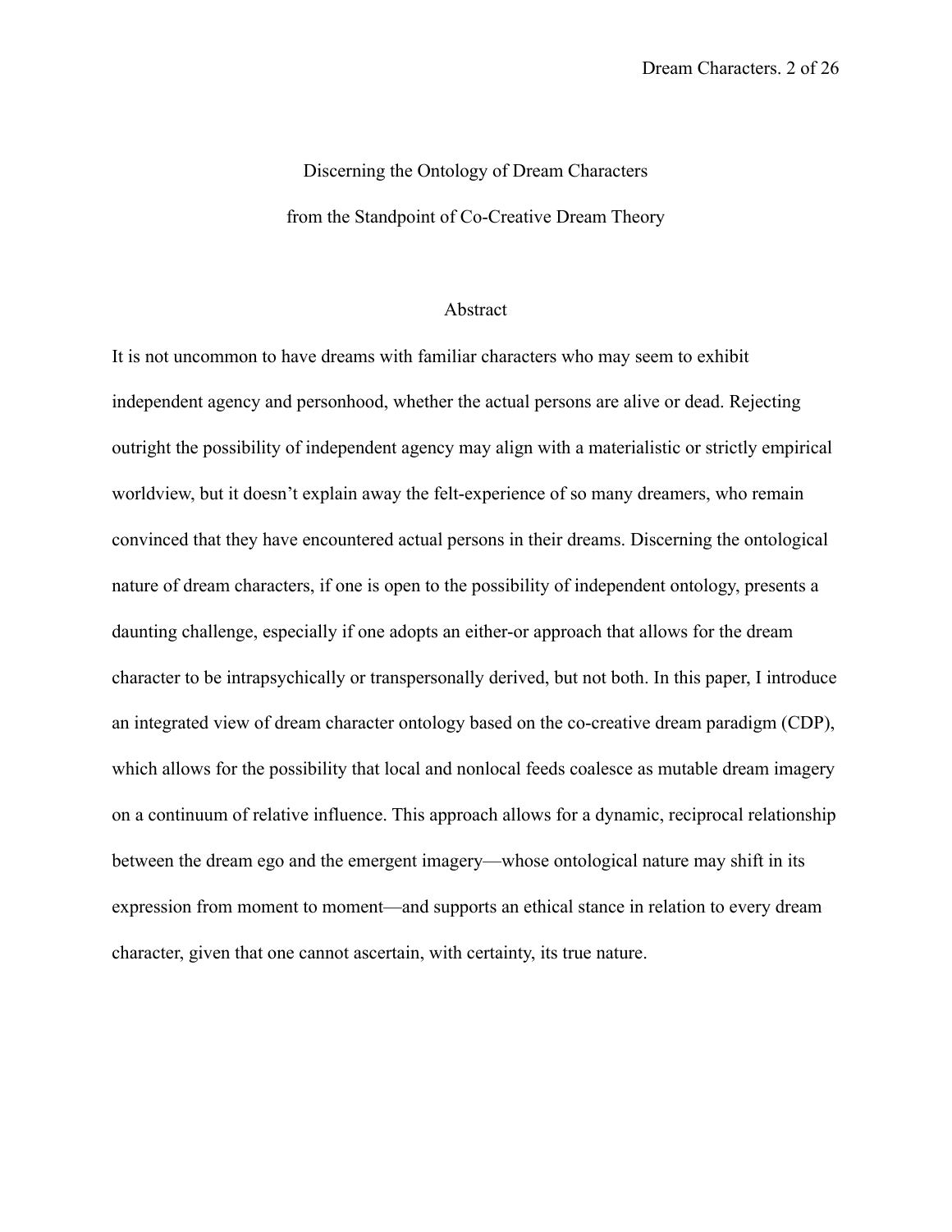# Discerning the Ontology of Dream Characters from the Standpoint of Co-Creative Dream Theory

## Abstract

It is not uncommon to have dreams with familiar characters who may seem to exhibit independent agency and personhood, whether the actual persons are alive or dead. Rejecting outright the possibility of independent agency may align with a materialistic or strictly empirical worldview, but it doesn't explain away the felt-experience of so many dreamers, who remain convinced that they have encountered actual persons in their dreams. Discerning the ontological nature of dream characters, if one is open to the possibility of independent ontology, presents a daunting challenge, especially if one adopts an either-or approach that allows for the dream character to be intrapsychically or transpersonally derived, but not both. In this paper, I introduce an integrated view of dream character ontology based on the co-creative dream paradigm (CDP), which allows for the possibility that local and nonlocal feeds coalesce as mutable dream imagery on a continuum of relative influence. This approach allows for a dynamic, reciprocal relationship between the dream ego and the emergent imagery—whose ontological nature may shift in its expression from moment to moment—and supports an ethical stance in relation to every dream character, given that one cannot ascertain, with certainty, its true nature.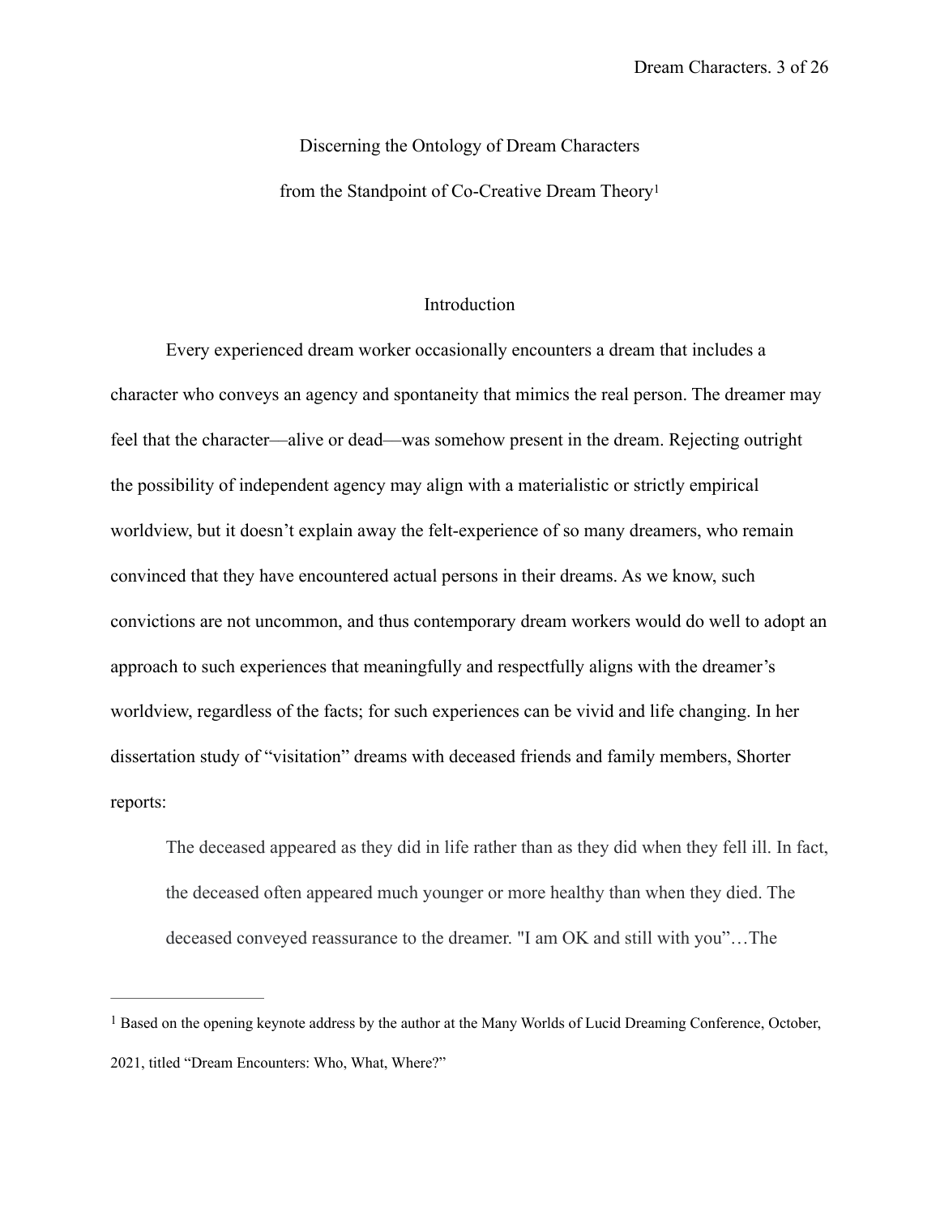# Discerning the Ontology of Dream Characters from the Standpoint of Co-Creative Dream Theory[1]

## Introduction

Every experienced dream worker occasionally encounters a dream that includes a character who conveys an agency and spontaneity that mimics the real person. The dreamer may feel that the character—alive or dead—was somehow present in the dream. Rejecting outright the possibility of independent agency may align with a materialistic or strictly empirical worldview, but it doesn't explain away the felt-experience of so many dreamers, who remain convinced that they have encountered actual persons in their dreams. As we know, such convictions are not uncommon, and thus contemporary dream workers would do well to adopt an approach to such experiences that meaningfully and respectfully aligns with the dreamer's worldview, regardless of the facts; for such experiences can be vivid and life changing. In her dissertation study of "visitation" dreams with deceased friends and family members, Shorter reports:

> The deceased appeared as they did in life rather than as they did when they fell ill. In fact, the deceased often appeared much younger or more healthy than when they died. The deceased conveyed reassurance to the dreamer. "I am OK and still with you"…The

---

[1] Based on the opening keynote address by the author at the Many Worlds of Lucid Dreaming Conference, October, 2021, titled "Dream Encounters: Who, What, Where?"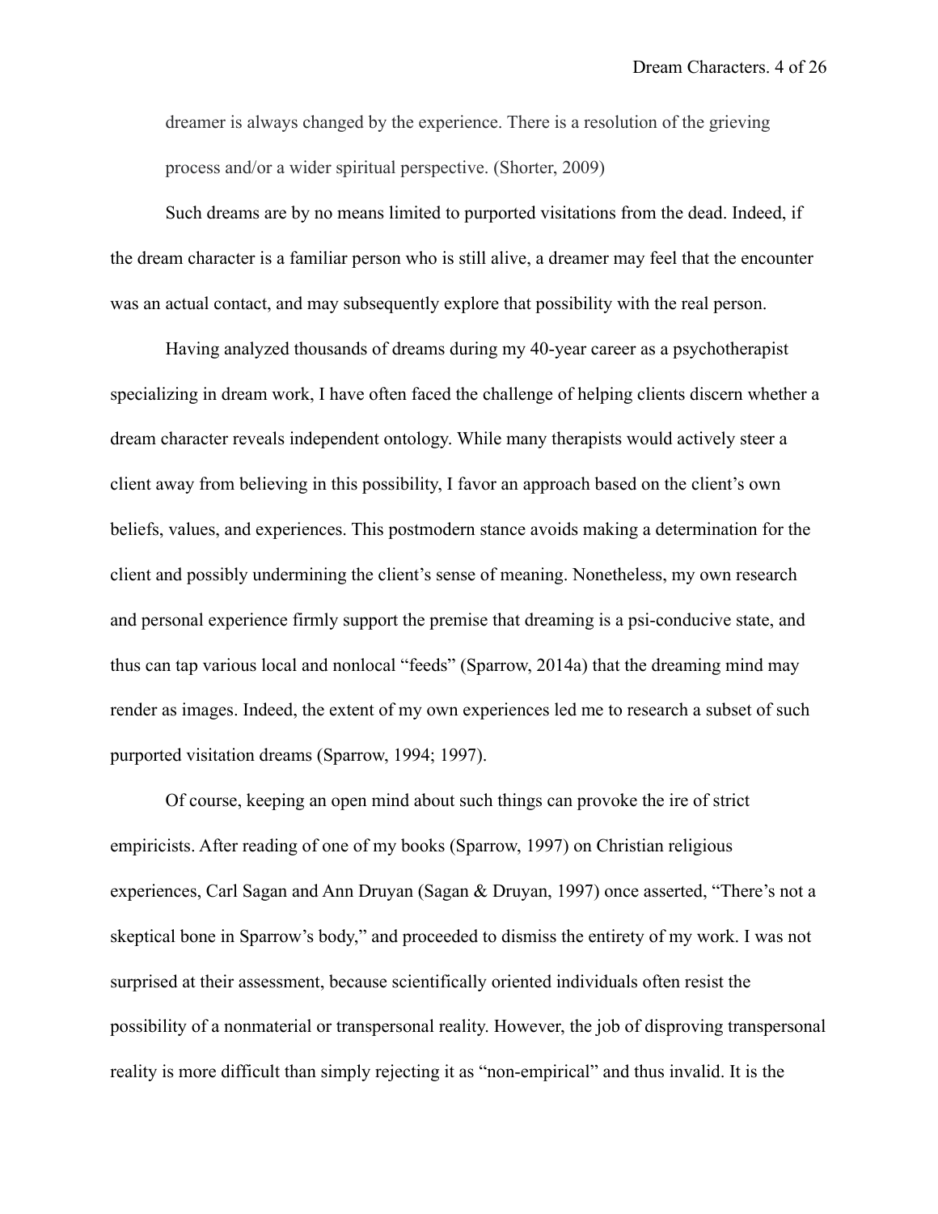> dreamer is always changed by the experience. There is a resolution of the grieving process and/or a wider spiritual perspective. (Shorter, 2009)

Such dreams are by no means limited to purported visitations from the dead. Indeed, if the dream character is a familiar person who is still alive, a dreamer may feel that the encounter was an actual contact, and may subsequently explore that possibility with the real person.

Having analyzed thousands of dreams during my 40-year career as a psychotherapist specializing in dream work, I have often faced the challenge of helping clients discern whether a dream character reveals independent ontology. While many therapists would actively steer a client away from believing in this possibility, I favor an approach based on the client's own beliefs, values, and experiences. This postmodern stance avoids making a determination for the client and possibly undermining the client's sense of meaning. Nonetheless, my own research and personal experience firmly support the premise that dreaming is a psi-conducive state, and thus can tap various local and nonlocal "feeds" (Sparrow, 2014a) that the dreaming mind may render as images. Indeed, the extent of my own experiences led me to research a subset of such purported visitation dreams (Sparrow, 1994; 1997).

Of course, keeping an open mind about such things can provoke the ire of strict empiricists. After reading of one of my books (Sparrow, 1997) on Christian religious experiences, Carl Sagan and Ann Druyan (Sagan & Druyan, 1997) once asserted, "There's not a skeptical bone in Sparrow's body," and proceeded to dismiss the entirety of my work. I was not surprised at their assessment, because scientifically oriented individuals often resist the possibility of a nonmaterial or transpersonal reality. However, the job of disproving transpersonal reality is more difficult than simply rejecting it as "non-empirical" and thus invalid. It is the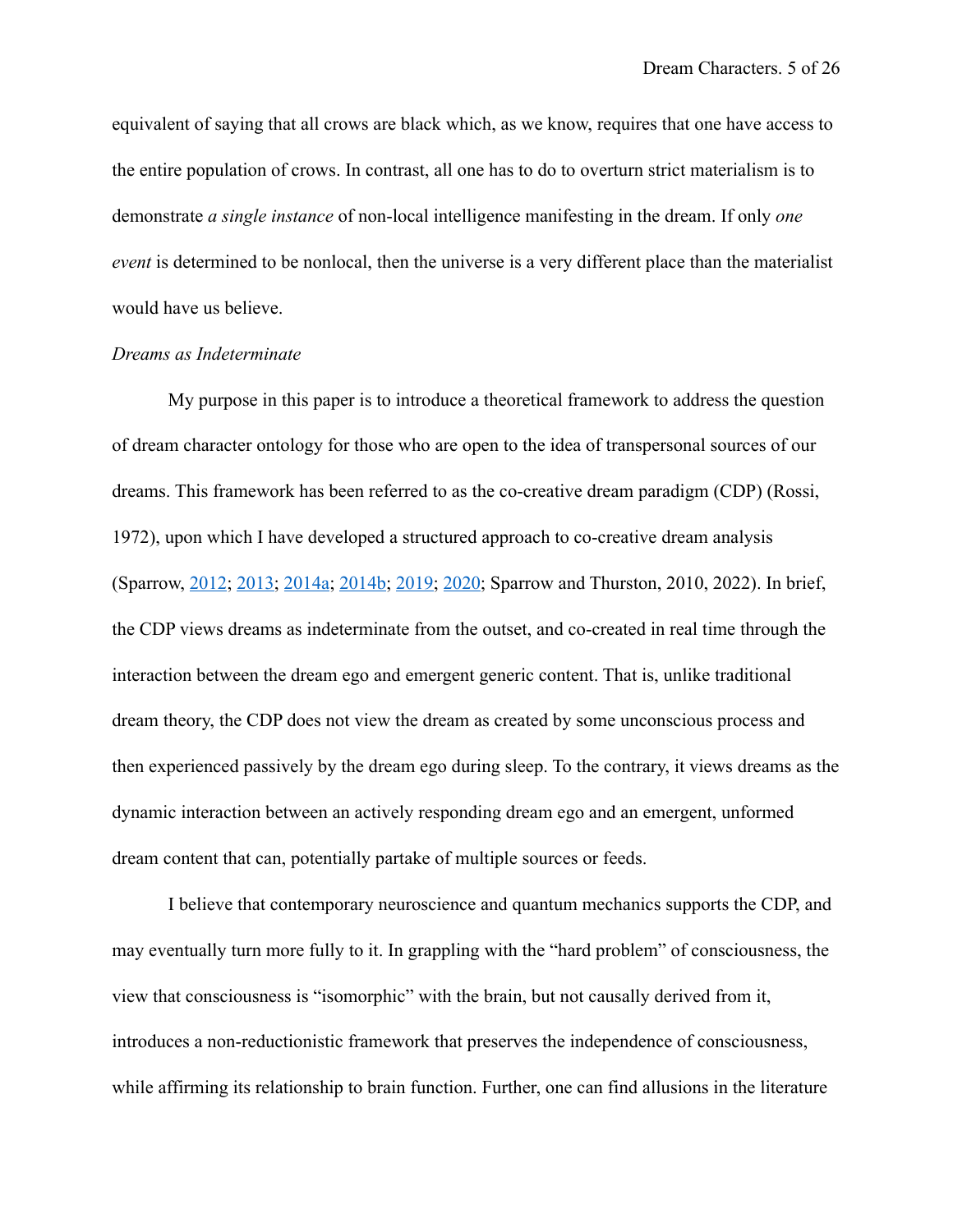equivalent of saying that all crows are black which, as we know, requires that one have access to the entire population of crows. In contrast, all one has to do to overturn strict materialism is to demonstrate *a single instance* of non-local intelligence manifesting in the dream. If only *one event* is determined to be nonlocal, then the universe is a very different place than the materialist would have us believe.

*Dreams as Indeterminate*

My purpose in this paper is to introduce a theoretical framework to address the question of dream character ontology for those who are open to the idea of transpersonal sources of our dreams. This framework has been referred to as the co-creative dream paradigm (CDP) (Rossi, 1972), upon which I have developed a structured approach to co-creative dream analysis (Sparrow, 2012; 2013; 2014a; 2014b; 2019; 2020; Sparrow and Thurston, 2010, 2022). In brief, the CDP views dreams as indeterminate from the outset, and co-created in real time through the interaction between the dream ego and emergent generic content. That is, unlike traditional dream theory, the CDP does not view the dream as created by some unconscious process and then experienced passively by the dream ego during sleep. To the contrary, it views dreams as the dynamic interaction between an actively responding dream ego and an emergent, unformed dream content that can, potentially partake of multiple sources or feeds.

I believe that contemporary neuroscience and quantum mechanics supports the CDP, and may eventually turn more fully to it. In grappling with the "hard problem" of consciousness, the view that consciousness is "isomorphic" with the brain, but not causally derived from it, introduces a non-reductionistic framework that preserves the independence of consciousness, while affirming its relationship to brain function. Further, one can find allusions in the literature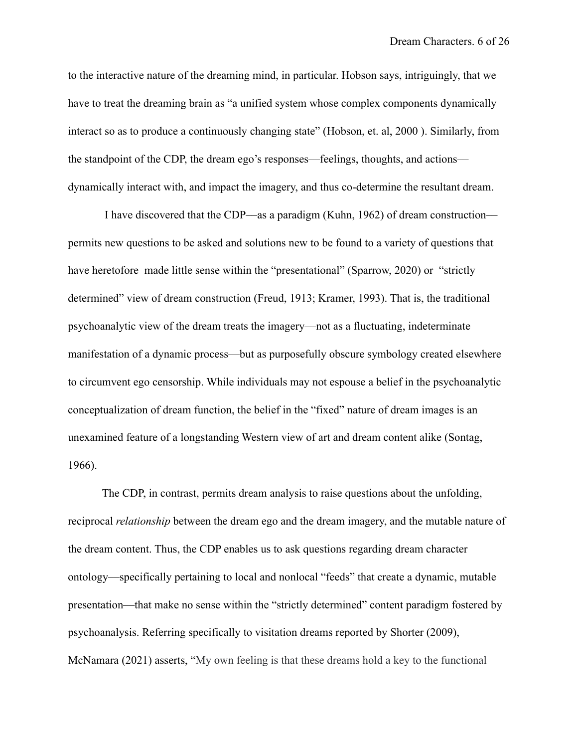to the interactive nature of the dreaming mind, in particular. Hobson says, intriguingly, that we have to treat the dreaming brain as "a unified system whose complex components dynamically interact so as to produce a continuously changing state" (Hobson, et. al, 2000 ). Similarly, from the standpoint of the CDP, the dream ego's responses—feelings, thoughts, and actions—dynamically interact with, and impact the imagery, and thus co-determine the resultant dream.

I have discovered that the CDP—as a paradigm (Kuhn, 1962) of dream construction—permits new questions to be asked and solutions new to be found to a variety of questions that have heretofore made little sense within the "presentational" (Sparrow, 2020) or "strictly determined" view of dream construction (Freud, 1913; Kramer, 1993). That is, the traditional psychoanalytic view of the dream treats the imagery—not as a fluctuating, indeterminate manifestation of a dynamic process—but as purposefully obscure symbology created elsewhere to circumvent ego censorship. While individuals may not espouse a belief in the psychoanalytic conceptualization of dream function, the belief in the "fixed" nature of dream images is an unexamined feature of a longstanding Western view of art and dream content alike (Sontag, 1966).

The CDP, in contrast, permits dream analysis to raise questions about the unfolding, reciprocal *relationship* between the dream ego and the dream imagery, and the mutable nature of the dream content. Thus, the CDP enables us to ask questions regarding dream character ontology—specifically pertaining to local and nonlocal "feeds" that create a dynamic, mutable presentation—that make no sense within the "strictly determined" content paradigm fostered by psychoanalysis. Referring specifically to visitation dreams reported by Shorter (2009), McNamara (2021) asserts, "My own feeling is that these dreams hold a key to the functional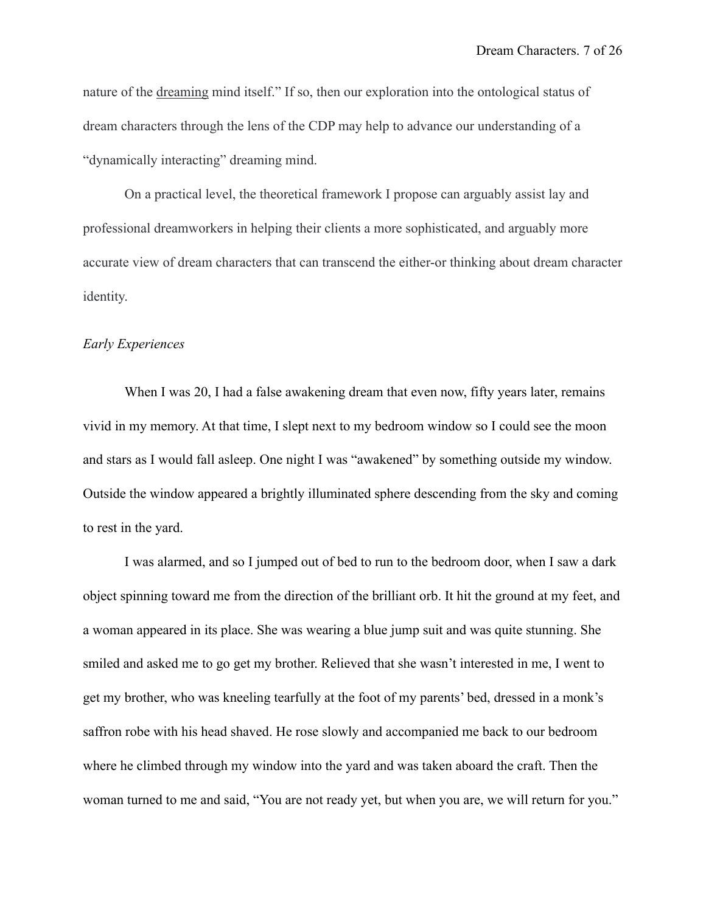nature of the dreaming mind itself." If so, then our exploration into the ontological status of dream characters through the lens of the CDP may help to advance our understanding of a "dynamically interacting" dreaming mind.

On a practical level, the theoretical framework I propose can arguably assist lay and professional dreamworkers in helping their clients a more sophisticated, and arguably more accurate view of dream characters that can transcend the either-or thinking about dream character identity.

*Early Experiences*

When I was 20, I had a false awakening dream that even now, fifty years later, remains vivid in my memory. At that time, I slept next to my bedroom window so I could see the moon and stars as I would fall asleep. One night I was "awakened" by something outside my window. Outside the window appeared a brightly illuminated sphere descending from the sky and coming to rest in the yard.

I was alarmed, and so I jumped out of bed to run to the bedroom door, when I saw a dark object spinning toward me from the direction of the brilliant orb. It hit the ground at my feet, and a woman appeared in its place. She was wearing a blue jump suit and was quite stunning. She smiled and asked me to go get my brother. Relieved that she wasn't interested in me, I went to get my brother, who was kneeling tearfully at the foot of my parents' bed, dressed in a monk's saffron robe with his head shaved. He rose slowly and accompanied me back to our bedroom where he climbed through my window into the yard and was taken aboard the craft. Then the woman turned to me and said, "You are not ready yet, but when you are, we will return for you."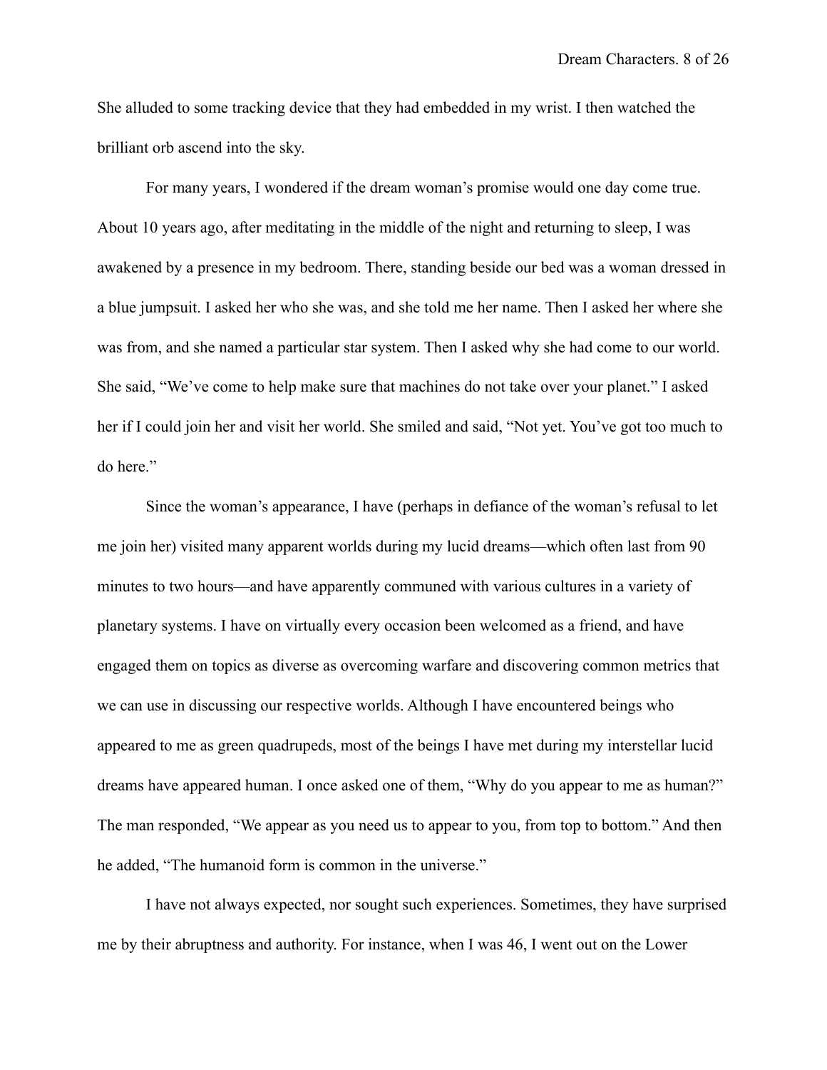She alluded to some tracking device that they had embedded in my wrist. I then watched the brilliant orb ascend into the sky.

For many years, I wondered if the dream woman's promise would one day come true. About 10 years ago, after meditating in the middle of the night and returning to sleep, I was awakened by a presence in my bedroom. There, standing beside our bed was a woman dressed in a blue jumpsuit. I asked her who she was, and she told me her name. Then I asked her where she was from, and she named a particular star system. Then I asked why she had come to our world. She said, "We've come to help make sure that machines do not take over your planet." I asked her if I could join her and visit her world. She smiled and said, "Not yet. You've got too much to do here."

Since the woman's appearance, I have (perhaps in defiance of the woman's refusal to let me join her) visited many apparent worlds during my lucid dreams—which often last from 90 minutes to two hours—and have apparently communed with various cultures in a variety of planetary systems. I have on virtually every occasion been welcomed as a friend, and have engaged them on topics as diverse as overcoming warfare and discovering common metrics that we can use in discussing our respective worlds. Although I have encountered beings who appeared to me as green quadrupeds, most of the beings I have met during my interstellar lucid dreams have appeared human. I once asked one of them, "Why do you appear to me as human?" The man responded, "We appear as you need us to appear to you, from top to bottom." And then he added, "The humanoid form is common in the universe."

I have not always expected, nor sought such experiences. Sometimes, they have surprised me by their abruptness and authority. For instance, when I was 46, I went out on the Lower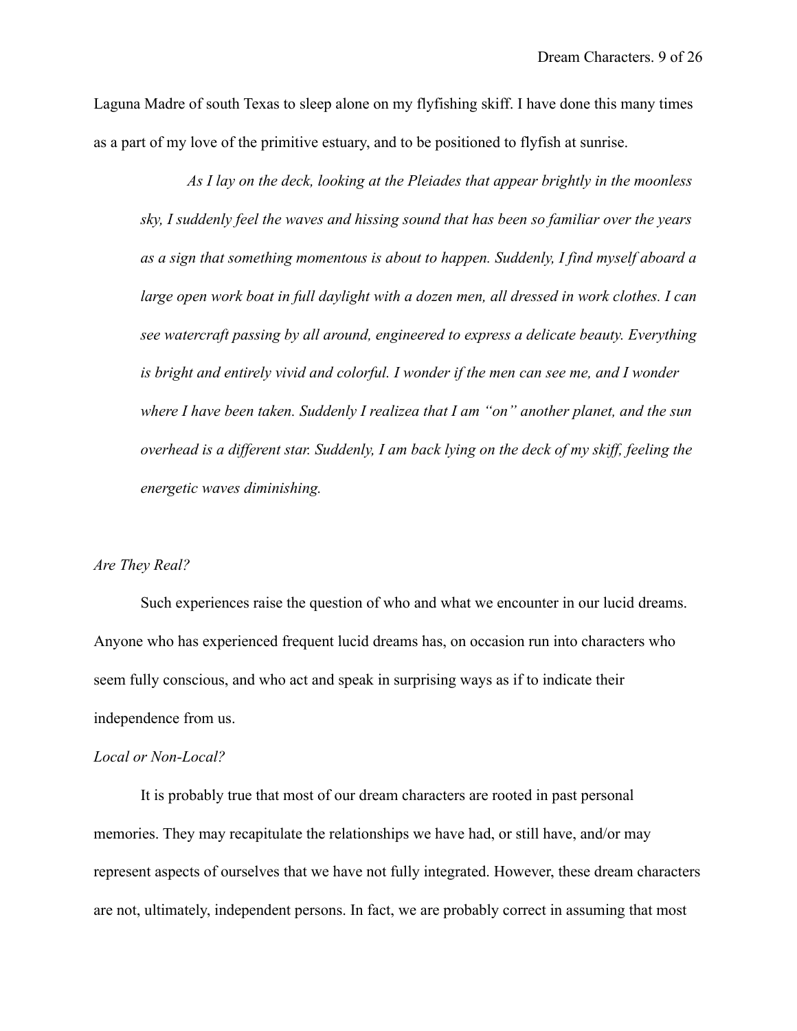Laguna Madre of south Texas to sleep alone on my flyfishing skiff. I have done this many times as a part of my love of the primitive estuary, and to be positioned to flyfish at sunrise.

> *As I lay on the deck, looking at the Pleiades that appear brightly in the moonless sky, I suddenly feel the waves and hissing sound that has been so familiar over the years as a sign that something momentous is about to happen. Suddenly, I find myself aboard a large open work boat in full daylight with a dozen men, all dressed in work clothes. I can see watercraft passing by all around, engineered to express a delicate beauty. Everything is bright and entirely vivid and colorful. I wonder if the men can see me, and I wonder where I have been taken. Suddenly I realizea that I am "on" another planet, and the sun overhead is a different star. Suddenly, I am back lying on the deck of my skiff, feeling the energetic waves diminishing.*

*Are They Real?*

Such experiences raise the question of who and what we encounter in our lucid dreams. Anyone who has experienced frequent lucid dreams has, on occasion run into characters who seem fully conscious, and who act and speak in surprising ways as if to indicate their independence from us.

*Local or Non-Local?*

It is probably true that most of our dream characters are rooted in past personal memories. They may recapitulate the relationships we have had, or still have, and/or may represent aspects of ourselves that we have not fully integrated. However, these dream characters are not, ultimately, independent persons. In fact, we are probably correct in assuming that most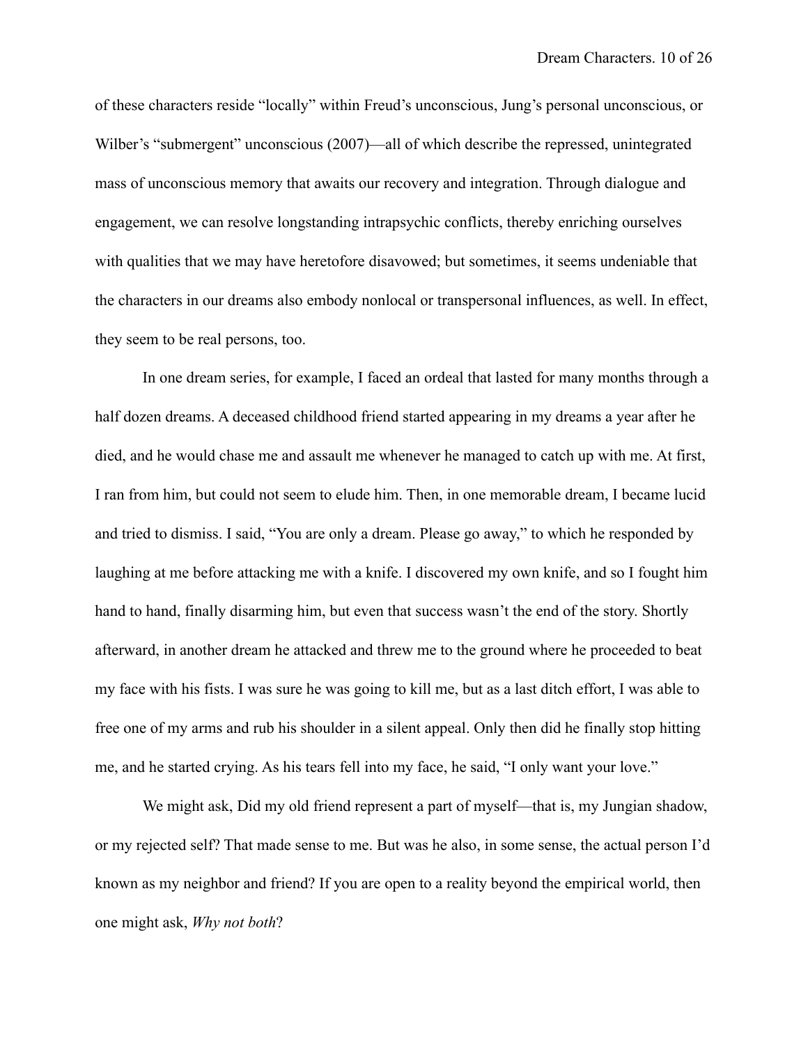of these characters reside "locally" within Freud's unconscious, Jung's personal unconscious, or Wilber's "submergent" unconscious (2007)—all of which describe the repressed, unintegrated mass of unconscious memory that awaits our recovery and integration. Through dialogue and engagement, we can resolve longstanding intrapsychic conflicts, thereby enriching ourselves with qualities that we may have heretofore disavowed; but sometimes, it seems undeniable that the characters in our dreams also embody nonlocal or transpersonal influences, as well. In effect, they seem to be real persons, too.

In one dream series, for example, I faced an ordeal that lasted for many months through a half dozen dreams. A deceased childhood friend started appearing in my dreams a year after he died, and he would chase me and assault me whenever he managed to catch up with me. At first, I ran from him, but could not seem to elude him. Then, in one memorable dream, I became lucid and tried to dismiss. I said, "You are only a dream. Please go away," to which he responded by laughing at me before attacking me with a knife. I discovered my own knife, and so I fought him hand to hand, finally disarming him, but even that success wasn't the end of the story. Shortly afterward, in another dream he attacked and threw me to the ground where he proceeded to beat my face with his fists. I was sure he was going to kill me, but as a last ditch effort, I was able to free one of my arms and rub his shoulder in a silent appeal. Only then did he finally stop hitting me, and he started crying. As his tears fell into my face, he said, "I only want your love."

We might ask, Did my old friend represent a part of myself—that is, my Jungian shadow, or my rejected self? That made sense to me. But was he also, in some sense, the actual person I'd known as my neighbor and friend? If you are open to a reality beyond the empirical world, then one might ask, *Why not both*?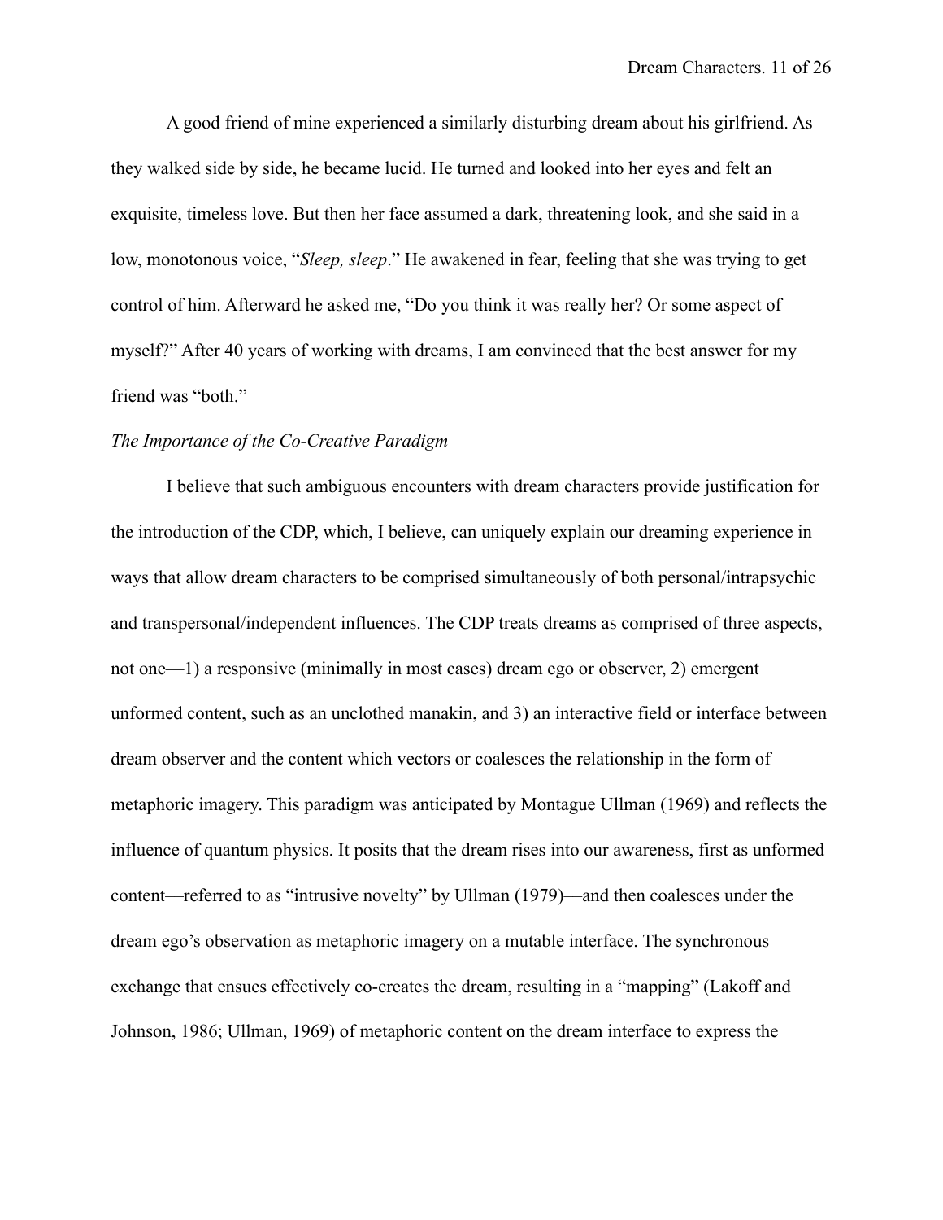A good friend of mine experienced a similarly disturbing dream about his girlfriend. As they walked side by side, he became lucid. He turned and looked into her eyes and felt an exquisite, timeless love. But then her face assumed a dark, threatening look, and she said in a low, monotonous voice, "*Sleep, sleep*." He awakened in fear, feeling that she was trying to get control of him. Afterward he asked me, "Do you think it was really her? Or some aspect of myself?" After 40 years of working with dreams, I am convinced that the best answer for my friend was "both."

*The Importance of the Co-Creative Paradigm*

I believe that such ambiguous encounters with dream characters provide justification for the introduction of the CDP, which, I believe, can uniquely explain our dreaming experience in ways that allow dream characters to be comprised simultaneously of both personal/intrapsychic and transpersonal/independent influences. The CDP treats dreams as comprised of three aspects, not one—1) a responsive (minimally in most cases) dream ego or observer, 2) emergent unformed content, such as an unclothed manakin, and 3) an interactive field or interface between dream observer and the content which vectors or coalesces the relationship in the form of metaphoric imagery. This paradigm was anticipated by Montague Ullman (1969) and reflects the influence of quantum physics. It posits that the dream rises into our awareness, first as unformed content—referred to as "intrusive novelty" by Ullman (1979)—and then coalesces under the dream ego's observation as metaphoric imagery on a mutable interface. The synchronous exchange that ensues effectively co-creates the dream, resulting in a "mapping" (Lakoff and Johnson, 1986; Ullman, 1969) of metaphoric content on the dream interface to express the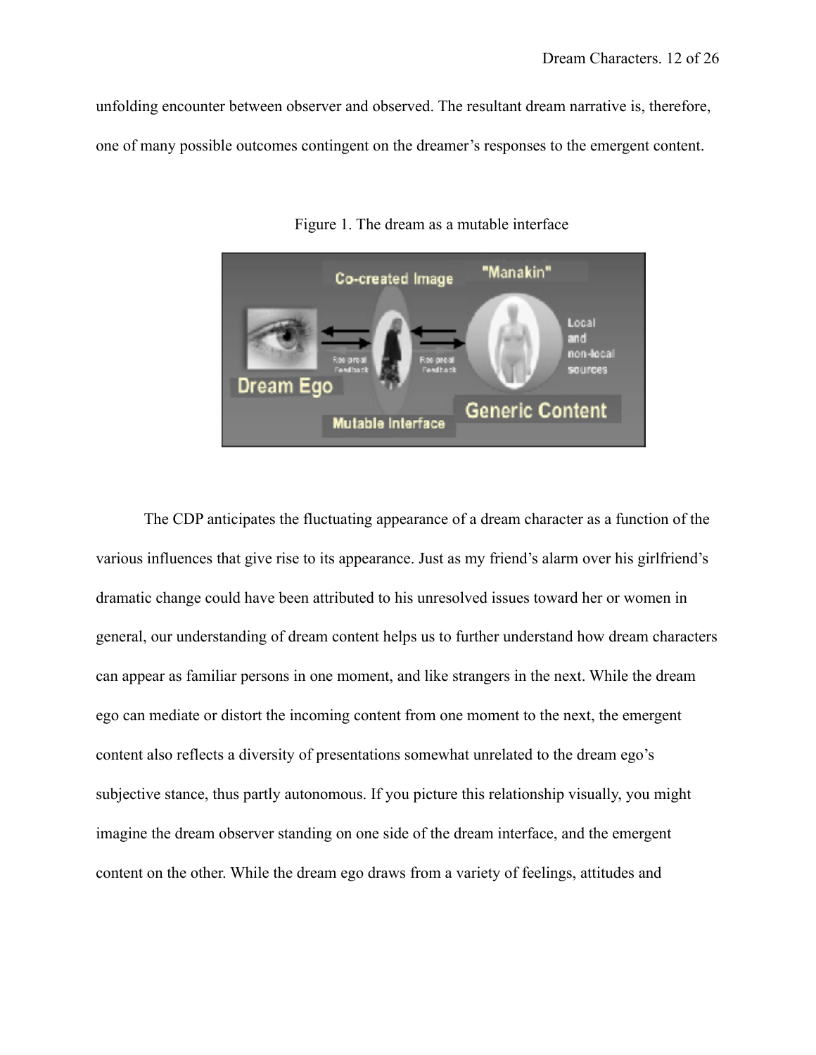unfolding encounter between observer and observed. The resultant dream narrative is, therefore, one of many possible outcomes contingent on the dreamer's responses to the emergent content.

Figure 1. The dream as a mutable interface

The CDP anticipates the fluctuating appearance of a dream character as a function of the various influences that give rise to its appearance. Just as my friend's alarm over his girlfriend's dramatic change could have been attributed to his unresolved issues toward her or women in general, our understanding of dream content helps us to further understand how dream characters can appear as familiar persons in one moment, and like strangers in the next. While the dream ego can mediate or distort the incoming content from one moment to the next, the emergent content also reflects a diversity of presentations somewhat unrelated to the dream ego's subjective stance, thus partly autonomous. If you picture this relationship visually, you might imagine the dream observer standing on one side of the dream interface, and the emergent content on the other. While the dream ego draws from a variety of feelings, attitudes and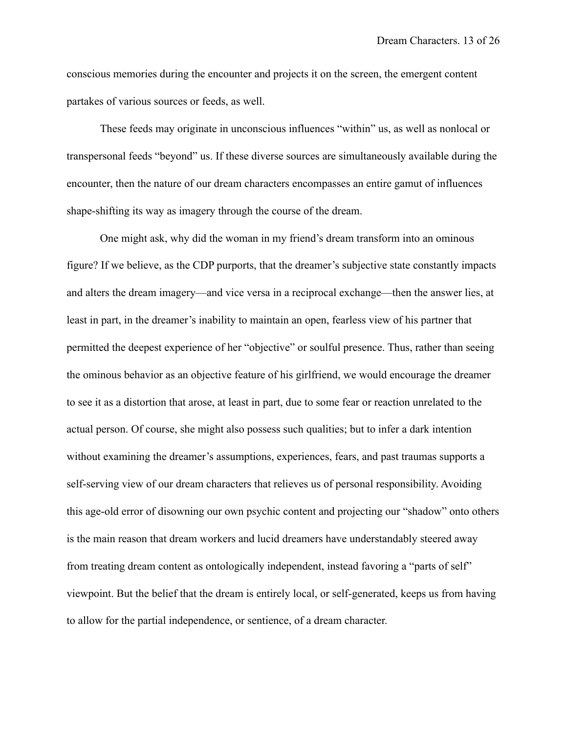conscious memories during the encounter and projects it on the screen, the emergent content partakes of various sources or feeds, as well.

These feeds may originate in unconscious influences "within" us, as well as nonlocal or transpersonal feeds "beyond" us. If these diverse sources are simultaneously available during the encounter, then the nature of our dream characters encompasses an entire gamut of influences shape-shifting its way as imagery through the course of the dream.

One might ask, why did the woman in my friend's dream transform into an ominous figure? If we believe, as the CDP purports, that the dreamer's subjective state constantly impacts and alters the dream imagery—and vice versa in a reciprocal exchange—then the answer lies, at least in part, in the dreamer's inability to maintain an open, fearless view of his partner that permitted the deepest experience of her "objective" or soulful presence. Thus, rather than seeing the ominous behavior as an objective feature of his girlfriend, we would encourage the dreamer to see it as a distortion that arose, at least in part, due to some fear or reaction unrelated to the actual person. Of course, she might also possess such qualities; but to infer a dark intention without examining the dreamer's assumptions, experiences, fears, and past traumas supports a self-serving view of our dream characters that relieves us of personal responsibility. Avoiding this age-old error of disowning our own psychic content and projecting our "shadow" onto others is the main reason that dream workers and lucid dreamers have understandably steered away from treating dream content as ontologically independent, instead favoring a "parts of self" viewpoint. But the belief that the dream is entirely local, or self-generated, keeps us from having to allow for the partial independence, or sentience, of a dream character.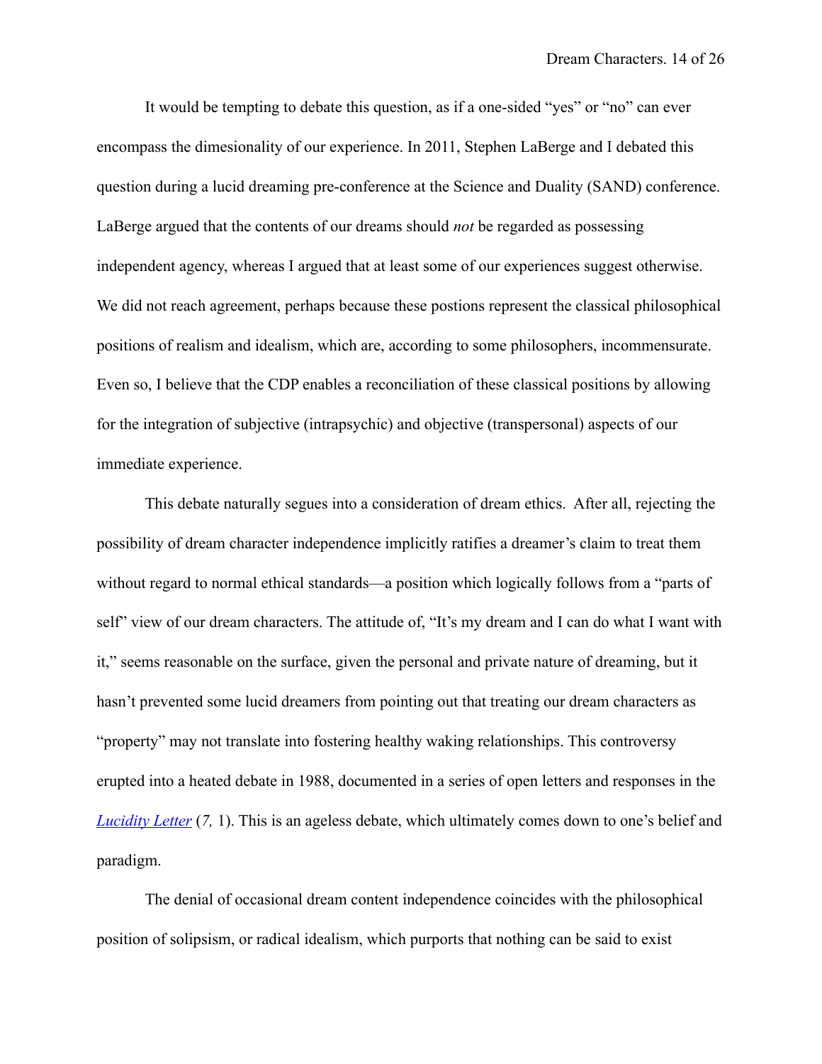It would be tempting to debate this question, as if a one-sided "yes" or "no" can ever encompass the dimesionality of our experience. In 2011, Stephen LaBerge and I debated this question during a lucid dreaming pre-conference at the Science and Duality (SAND) conference. LaBerge argued that the contents of our dreams should *not* be regarded as possessing independent agency, whereas I argued that at least some of our experiences suggest otherwise. We did not reach agreement, perhaps because these postions represent the classical philosophical positions of realism and idealism, which are, according to some philosophers, incommensurate. Even so, I believe that the CDP enables a reconciliation of these classical positions by allowing for the integration of subjective (intrapsychic) and objective (transpersonal) aspects of our immediate experience.

This debate naturally segues into a consideration of dream ethics. After all, rejecting the possibility of dream character independence implicitly ratifies a dreamer's claim to treat them without regard to normal ethical standards—a position which logically follows from a "parts of self" view of our dream characters. The attitude of, "It's my dream and I can do what I want with it," seems reasonable on the surface, given the personal and private nature of dreaming, but it hasn't prevented some lucid dreamers from pointing out that treating our dream characters as "property" may not translate into fostering healthy waking relationships. This controversy erupted into a heated debate in 1988, documented in a series of open letters and responses in the *Lucidity Letter* (*7,* 1). This is an ageless debate, which ultimately comes down to one's belief and paradigm.

The denial of occasional dream content independence coincides with the philosophical position of solipsism, or radical idealism, which purports that nothing can be said to exist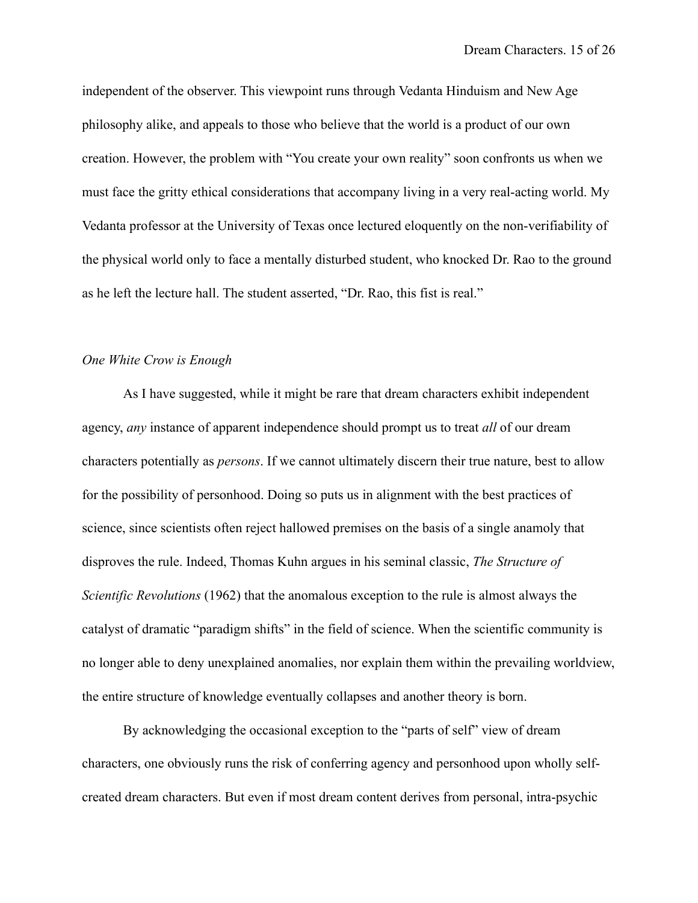independent of the observer. This viewpoint runs through Vedanta Hinduism and New Age philosophy alike, and appeals to those who believe that the world is a product of our own creation. However, the problem with "You create your own reality" soon confronts us when we must face the gritty ethical considerations that accompany living in a very real-acting world. My Vedanta professor at the University of Texas once lectured eloquently on the non-verifiability of the physical world only to face a mentally disturbed student, who knocked Dr. Rao to the ground as he left the lecture hall. The student asserted, "Dr. Rao, this fist is real."

## *One White Crow is Enough*

As I have suggested, while it might be rare that dream characters exhibit independent agency, *any* instance of apparent independence should prompt us to treat *all* of our dream characters potentially as *persons*. If we cannot ultimately discern their true nature, best to allow for the possibility of personhood. Doing so puts us in alignment with the best practices of science, since scientists often reject hallowed premises on the basis of a single anamoly that disproves the rule. Indeed, Thomas Kuhn argues in his seminal classic, *The Structure of Scientific Revolutions* (1962) that the anomalous exception to the rule is almost always the catalyst of dramatic "paradigm shifts" in the field of science. When the scientific community is no longer able to deny unexplained anomalies, nor explain them within the prevailing worldview, the entire structure of knowledge eventually collapses and another theory is born.

By acknowledging the occasional exception to the "parts of self" view of dream characters, one obviously runs the risk of conferring agency and personhood upon wholly self-created dream characters. But even if most dream content derives from personal, intra-psychic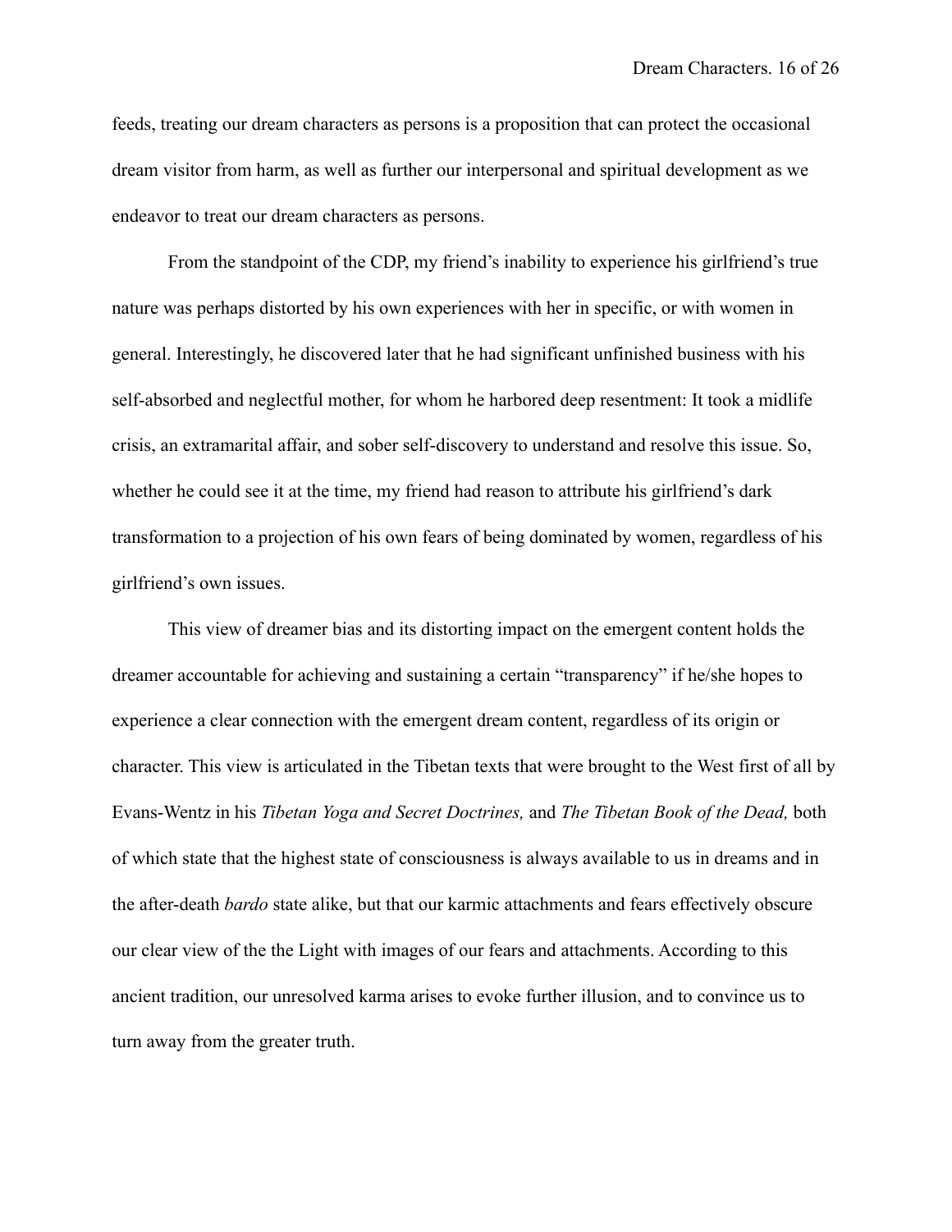feeds, treating our dream characters as persons is a proposition that can protect the occasional dream visitor from harm, as well as further our interpersonal and spiritual development as we endeavor to treat our dream characters as persons.

From the standpoint of the CDP, my friend's inability to experience his girlfriend's true nature was perhaps distorted by his own experiences with her in specific, or with women in general. Interestingly, he discovered later that he had significant unfinished business with his self-absorbed and neglectful mother, for whom he harbored deep resentment: It took a midlife crisis, an extramarital affair, and sober self-discovery to understand and resolve this issue. So, whether he could see it at the time, my friend had reason to attribute his girlfriend's dark transformation to a projection of his own fears of being dominated by women, regardless of his girlfriend's own issues.

This view of dreamer bias and its distorting impact on the emergent content holds the dreamer accountable for achieving and sustaining a certain "transparency" if he/she hopes to experience a clear connection with the emergent dream content, regardless of its origin or character. This view is articulated in the Tibetan texts that were brought to the West first of all by Evans-Wentz in his *Tibetan Yoga and Secret Doctrines,* and *The Tibetan Book of the Dead,* both of which state that the highest state of consciousness is always available to us in dreams and in the after-death *bardo* state alike, but that our karmic attachments and fears effectively obscure our clear view of the the Light with images of our fears and attachments. According to this ancient tradition, our unresolved karma arises to evoke further illusion, and to convince us to turn away from the greater truth.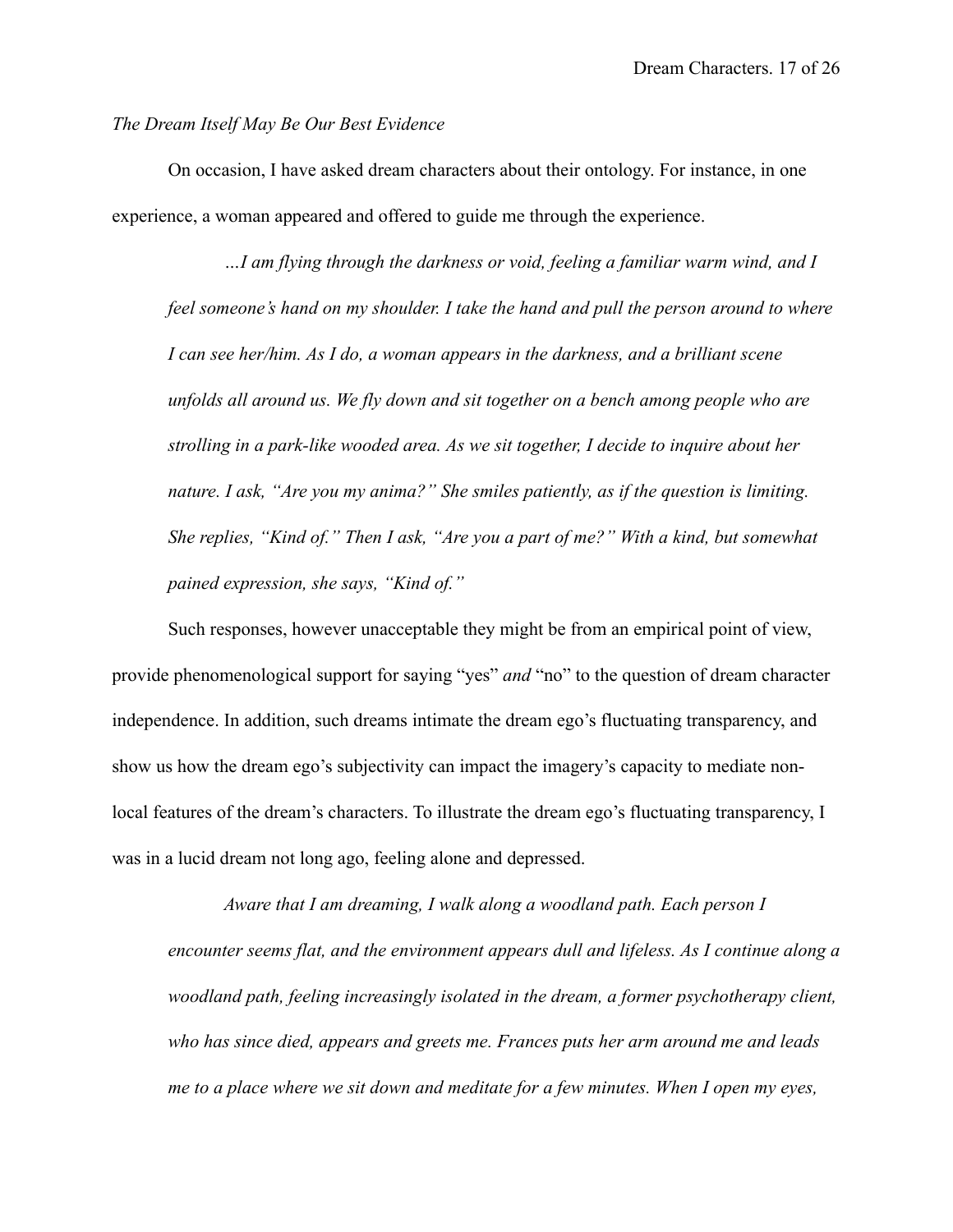*The Dream Itself May Be Our Best Evidence*

On occasion, I have asked dream characters about their ontology. For instance, in one experience, a woman appeared and offered to guide me through the experience.

> *…I am flying through the darkness or void, feeling a familiar warm wind, and I feel someone's hand on my shoulder. I take the hand and pull the person around to where I can see her/him. As I do, a woman appears in the darkness, and a brilliant scene unfolds all around us. We fly down and sit together on a bench among people who are strolling in a park-like wooded area. As we sit together, I decide to inquire about her nature. I ask, "Are you my anima?" She smiles patiently, as if the question is limiting. She replies, "Kind of." Then I ask, "Are you a part of me?" With a kind, but somewhat pained expression, she says, "Kind of."*

Such responses, however unacceptable they might be from an empirical point of view, provide phenomenological support for saying "yes" *and* "no" to the question of dream character independence. In addition, such dreams intimate the dream ego's fluctuating transparency, and show us how the dream ego's subjectivity can impact the imagery's capacity to mediate non-local features of the dream's characters. To illustrate the dream ego's fluctuating transparency, I was in a lucid dream not long ago, feeling alone and depressed.

> *Aware that I am dreaming, I walk along a woodland path. Each person I encounter seems flat, and the environment appears dull and lifeless. As I continue along a woodland path, feeling increasingly isolated in the dream, a former psychotherapy client, who has since died, appears and greets me. Frances puts her arm around me and leads me to a place where we sit down and meditate for a few minutes. When I open my eyes,*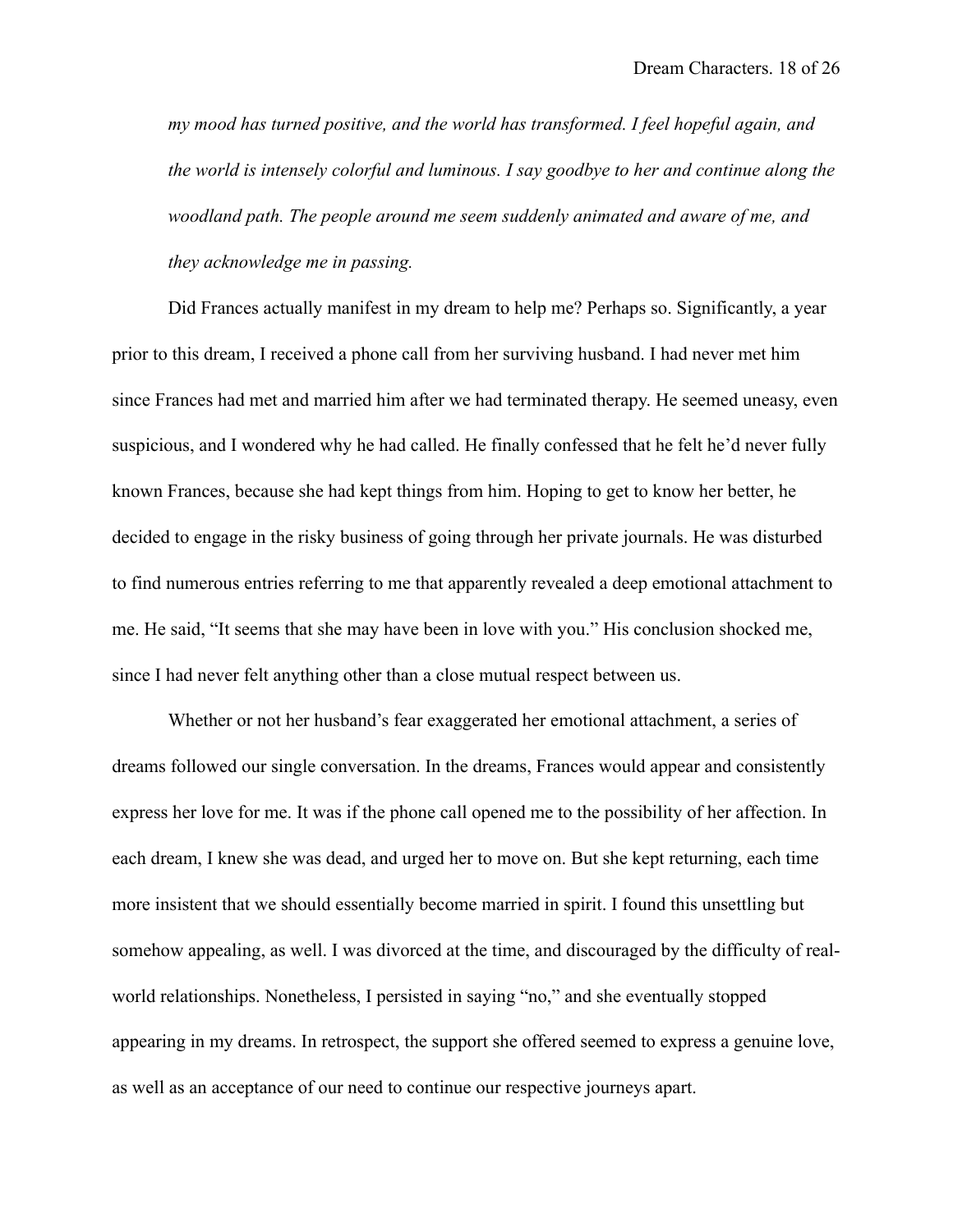*my mood has turned positive, and the world has transformed. I feel hopeful again, and the world is intensely colorful and luminous. I say goodbye to her and continue along the woodland path. The people around me seem suddenly animated and aware of me, and they acknowledge me in passing.*

Did Frances actually manifest in my dream to help me? Perhaps so. Significantly, a year prior to this dream, I received a phone call from her surviving husband. I had never met him since Frances had met and married him after we had terminated therapy. He seemed uneasy, even suspicious, and I wondered why he had called. He finally confessed that he felt he'd never fully known Frances, because she had kept things from him. Hoping to get to know her better, he decided to engage in the risky business of going through her private journals. He was disturbed to find numerous entries referring to me that apparently revealed a deep emotional attachment to me. He said, "It seems that she may have been in love with you." His conclusion shocked me, since I had never felt anything other than a close mutual respect between us.

Whether or not her husband's fear exaggerated her emotional attachment, a series of dreams followed our single conversation. In the dreams, Frances would appear and consistently express her love for me. It was if the phone call opened me to the possibility of her affection. In each dream, I knew she was dead, and urged her to move on. But she kept returning, each time more insistent that we should essentially become married in spirit. I found this unsettling but somehow appealing, as well. I was divorced at the time, and discouraged by the difficulty of real-world relationships. Nonetheless, I persisted in saying "no," and she eventually stopped appearing in my dreams. In retrospect, the support she offered seemed to express a genuine love, as well as an acceptance of our need to continue our respective journeys apart.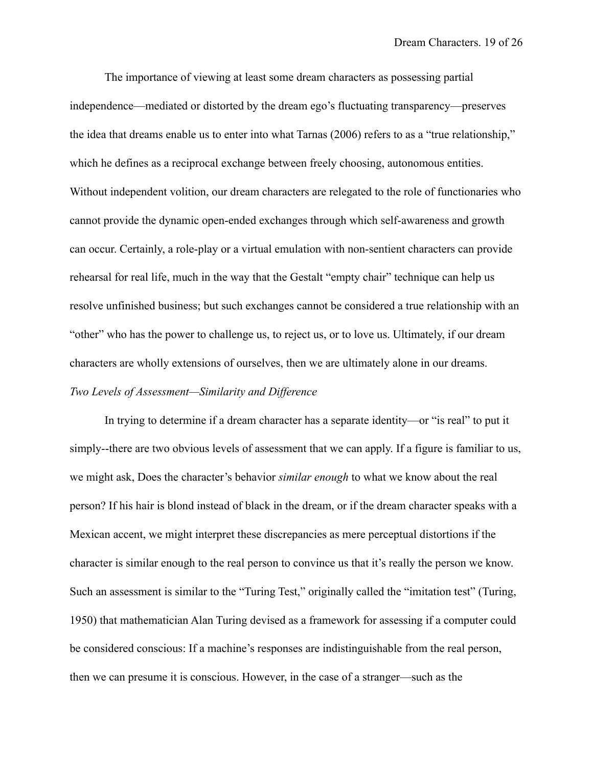The importance of viewing at least some dream characters as possessing partial independence—mediated or distorted by the dream ego's fluctuating transparency—preserves the idea that dreams enable us to enter into what Tarnas (2006) refers to as a "true relationship," which he defines as a reciprocal exchange between freely choosing, autonomous entities. Without independent volition, our dream characters are relegated to the role of functionaries who cannot provide the dynamic open-ended exchanges through which self-awareness and growth can occur. Certainly, a role-play or a virtual emulation with non-sentient characters can provide rehearsal for real life, much in the way that the Gestalt "empty chair" technique can help us resolve unfinished business; but such exchanges cannot be considered a true relationship with an "other" who has the power to challenge us, to reject us, or to love us. Ultimately, if our dream characters are wholly extensions of ourselves, then we are ultimately alone in our dreams.

*Two Levels of Assessment—Similarity and Difference*

In trying to determine if a dream character has a separate identity—or "is real" to put it simply--there are two obvious levels of assessment that we can apply. If a figure is familiar to us, we might ask, Does the character's behavior *similar enough* to what we know about the real person? If his hair is blond instead of black in the dream, or if the dream character speaks with a Mexican accent, we might interpret these discrepancies as mere perceptual distortions if the character is similar enough to the real person to convince us that it's really the person we know. Such an assessment is similar to the "Turing Test," originally called the "imitation test" (Turing, 1950) that mathematician Alan Turing devised as a framework for assessing if a computer could be considered conscious: If a machine's responses are indistinguishable from the real person, then we can presume it is conscious. However, in the case of a stranger—such as the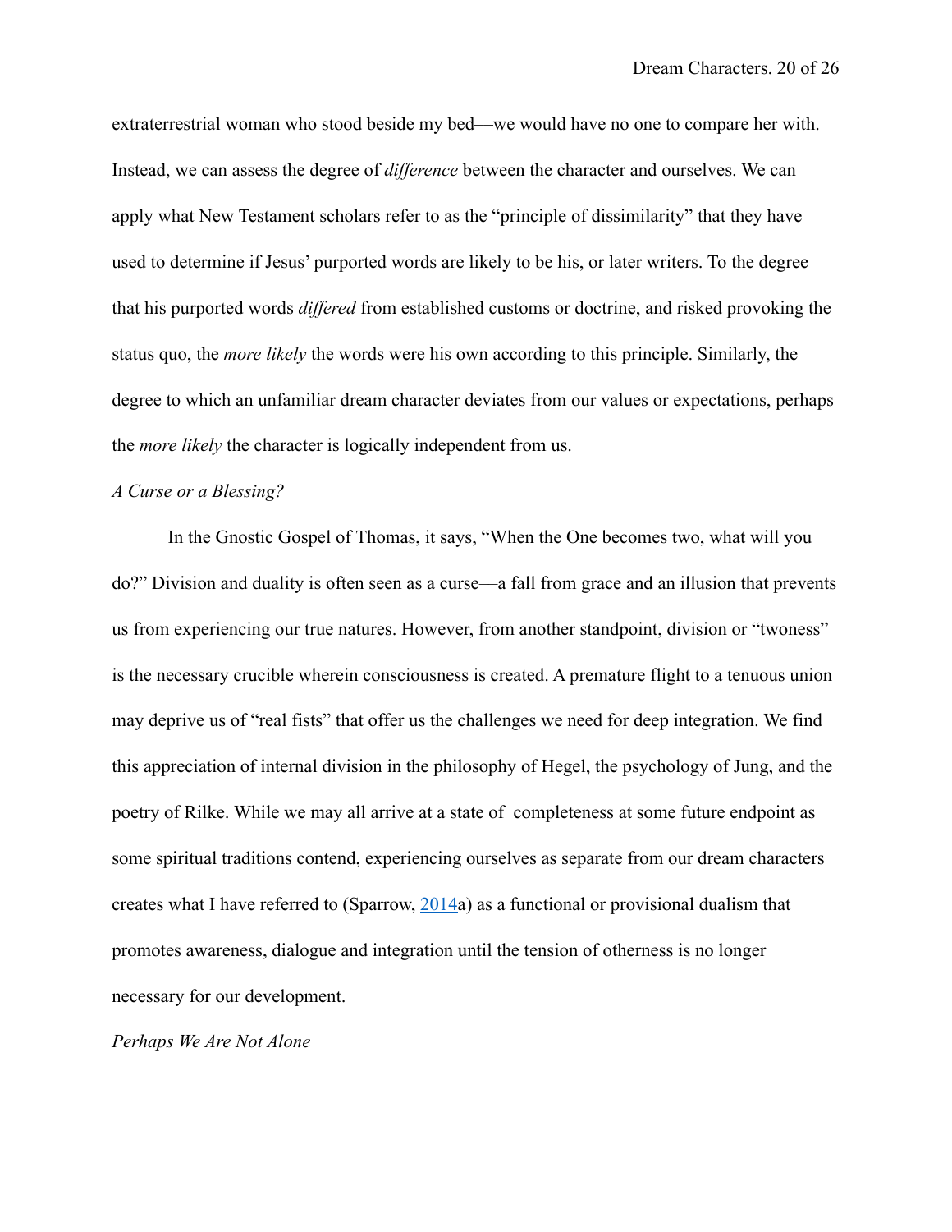extraterrestrial woman who stood beside my bed—we would have no one to compare her with. Instead, we can assess the degree of *difference* between the character and ourselves. We can apply what New Testament scholars refer to as the "principle of dissimilarity" that they have used to determine if Jesus' purported words are likely to be his, or later writers. To the degree that his purported words *differed* from established customs or doctrine, and risked provoking the status quo, the *more likely* the words were his own according to this principle. Similarly, the degree to which an unfamiliar dream character deviates from our values or expectations, perhaps the *more likely* the character is logically independent from us.

*A Curse or a Blessing?*

In the Gnostic Gospel of Thomas, it says, "When the One becomes two, what will you do?" Division and duality is often seen as a curse—a fall from grace and an illusion that prevents us from experiencing our true natures. However, from another standpoint, division or "twoness" is the necessary crucible wherein consciousness is created. A premature flight to a tenuous union may deprive us of "real fists" that offer us the challenges we need for deep integration. We find this appreciation of internal division in the philosophy of Hegel, the psychology of Jung, and the poetry of Rilke. While we may all arrive at a state of completeness at some future endpoint as some spiritual traditions contend, experiencing ourselves as separate from our dream characters creates what I have referred to (Sparrow, 2014a) as a functional or provisional dualism that promotes awareness, dialogue and integration until the tension of otherness is no longer necessary for our development.

*Perhaps We Are Not Alone*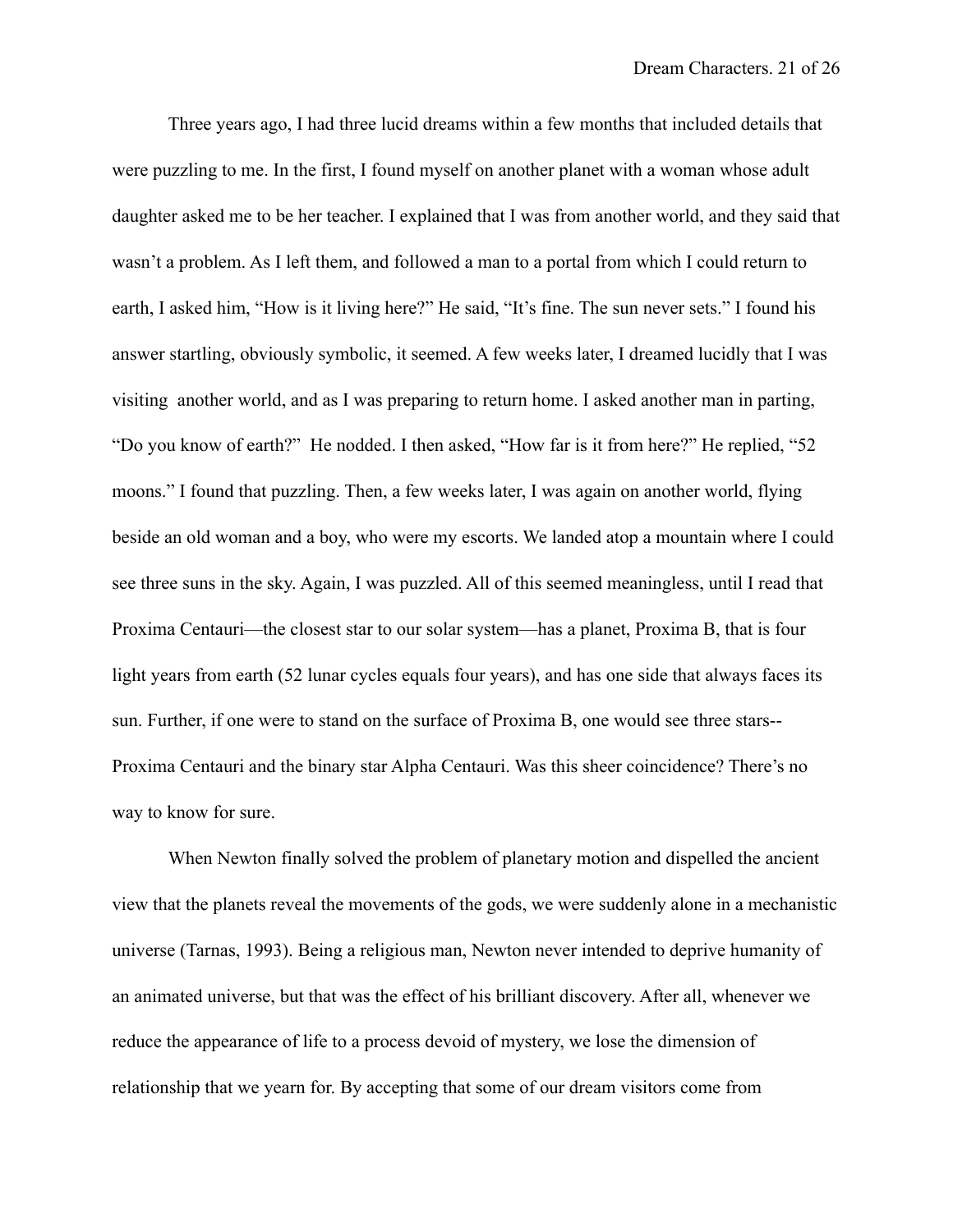Three years ago, I had three lucid dreams within a few months that included details that were puzzling to me. In the first, I found myself on another planet with a woman whose adult daughter asked me to be her teacher. I explained that I was from another world, and they said that wasn't a problem. As I left them, and followed a man to a portal from which I could return to earth, I asked him, "How is it living here?" He said, "It's fine. The sun never sets." I found his answer startling, obviously symbolic, it seemed. A few weeks later, I dreamed lucidly that I was visiting another world, and as I was preparing to return home. I asked another man in parting, "Do you know of earth?" He nodded. I then asked, "How far is it from here?" He replied, "52 moons." I found that puzzling. Then, a few weeks later, I was again on another world, flying beside an old woman and a boy, who were my escorts. We landed atop a mountain where I could see three suns in the sky. Again, I was puzzled. All of this seemed meaningless, until I read that Proxima Centauri—the closest star to our solar system—has a planet, Proxima B, that is four light years from earth (52 lunar cycles equals four years), and has one side that always faces its sun. Further, if one were to stand on the surface of Proxima B, one would see three stars--Proxima Centauri and the binary star Alpha Centauri. Was this sheer coincidence? There's no way to know for sure.

When Newton finally solved the problem of planetary motion and dispelled the ancient view that the planets reveal the movements of the gods, we were suddenly alone in a mechanistic universe (Tarnas, 1993). Being a religious man, Newton never intended to deprive humanity of an animated universe, but that was the effect of his brilliant discovery. After all, whenever we reduce the appearance of life to a process devoid of mystery, we lose the dimension of relationship that we yearn for. By accepting that some of our dream visitors come from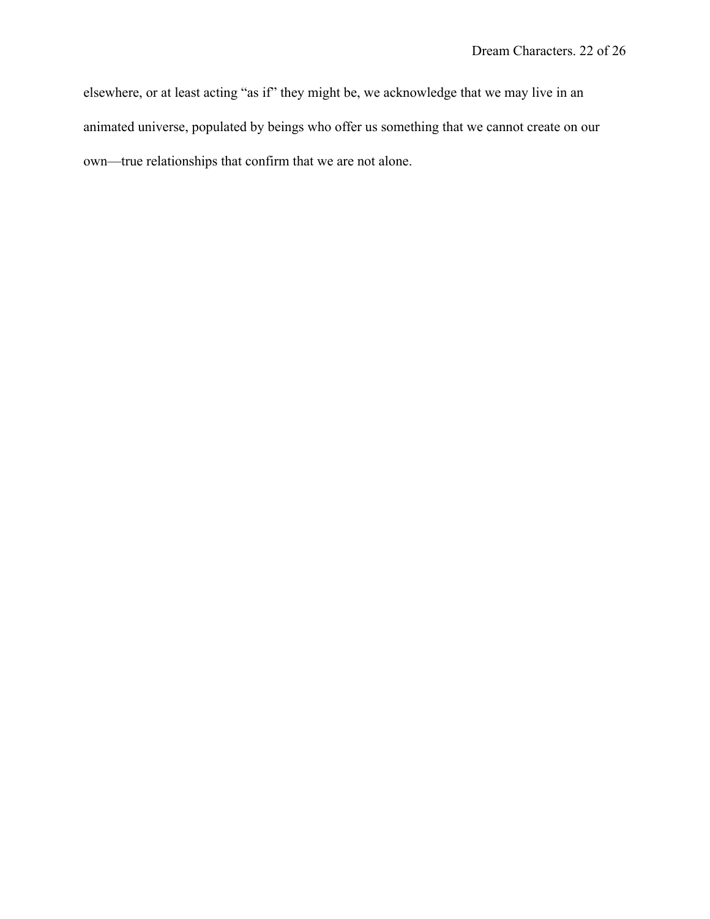elsewhere, or at least acting “as if” they might be, we acknowledge that we may live in an animated universe, populated by beings who offer us something that we cannot create on our own—true relationships that confirm that we are not alone.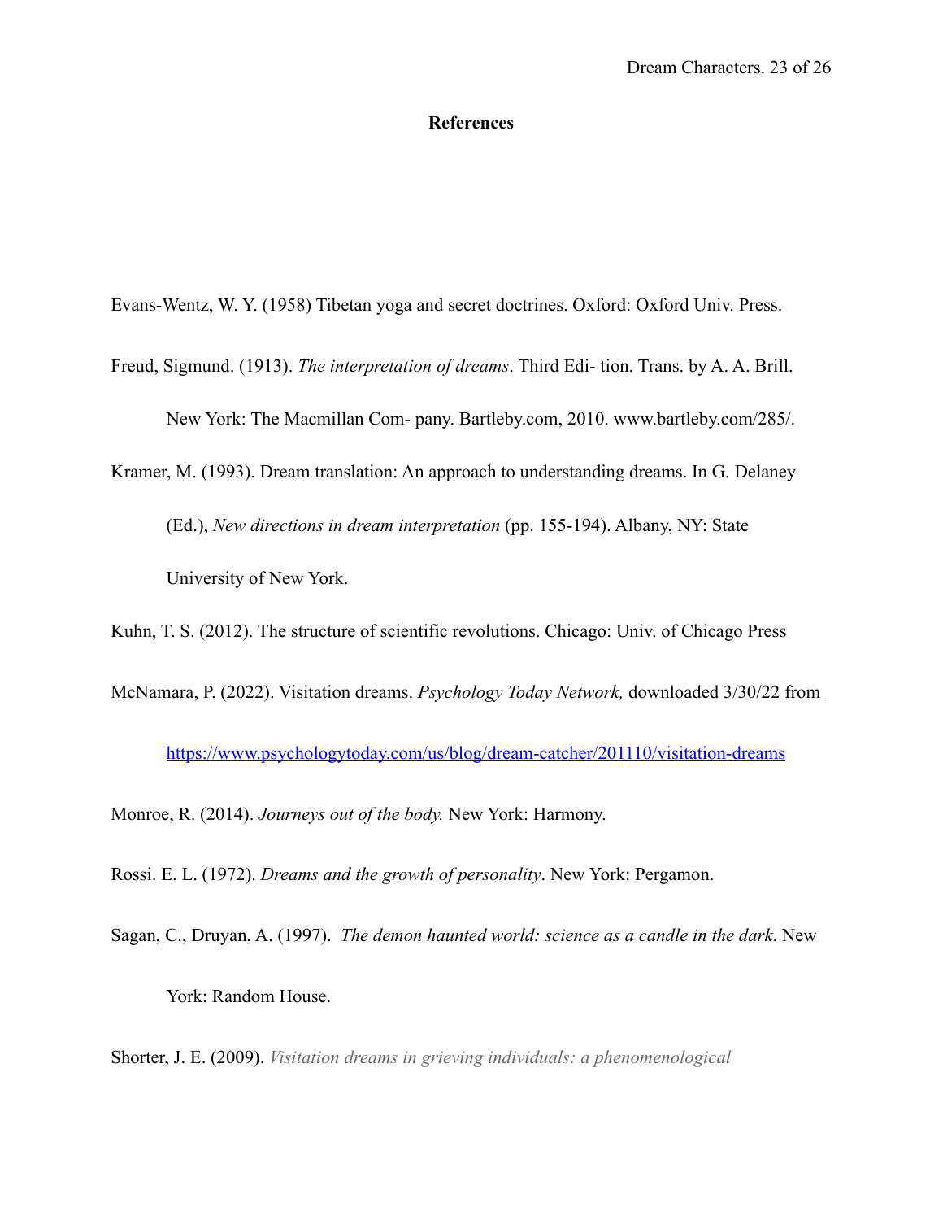**References**

Evans-Wentz, W. Y. (1958) Tibetan yoga and secret doctrines. Oxford: Oxford Univ. Press.

Freud, Sigmund. (1913). *The interpretation of dreams*. Third Edi- tion. Trans. by A. A. Brill. New York: The Macmillan Com- pany. Bartleby.com, 2010. www.bartleby.com/285/.

Kramer, M. (1993). Dream translation: An approach to understanding dreams. In G. Delaney (Ed.), *New directions in dream interpretation* (pp. 155-194). Albany, NY: State University of New York.

Kuhn, T. S. (2012). The structure of scientific revolutions. Chicago: Univ. of Chicago Press

McNamara, P. (2022). Visitation dreams. *Psychology Today Network,* downloaded 3/30/22 from https://www.psychologytoday.com/us/blog/dream-catcher/201110/visitation-dreams

Monroe, R. (2014). *Journeys out of the body.* New York: Harmony.

Rossi. E. L. (1972). *Dreams and the growth of personality*. New York: Pergamon.

Sagan, C., Druyan, A. (1997). *The demon haunted world: science as a candle in the dark*. New York: Random House.

Shorter, J. E. (2009). *Visitation dreams in grieving individuals: a phenomenological*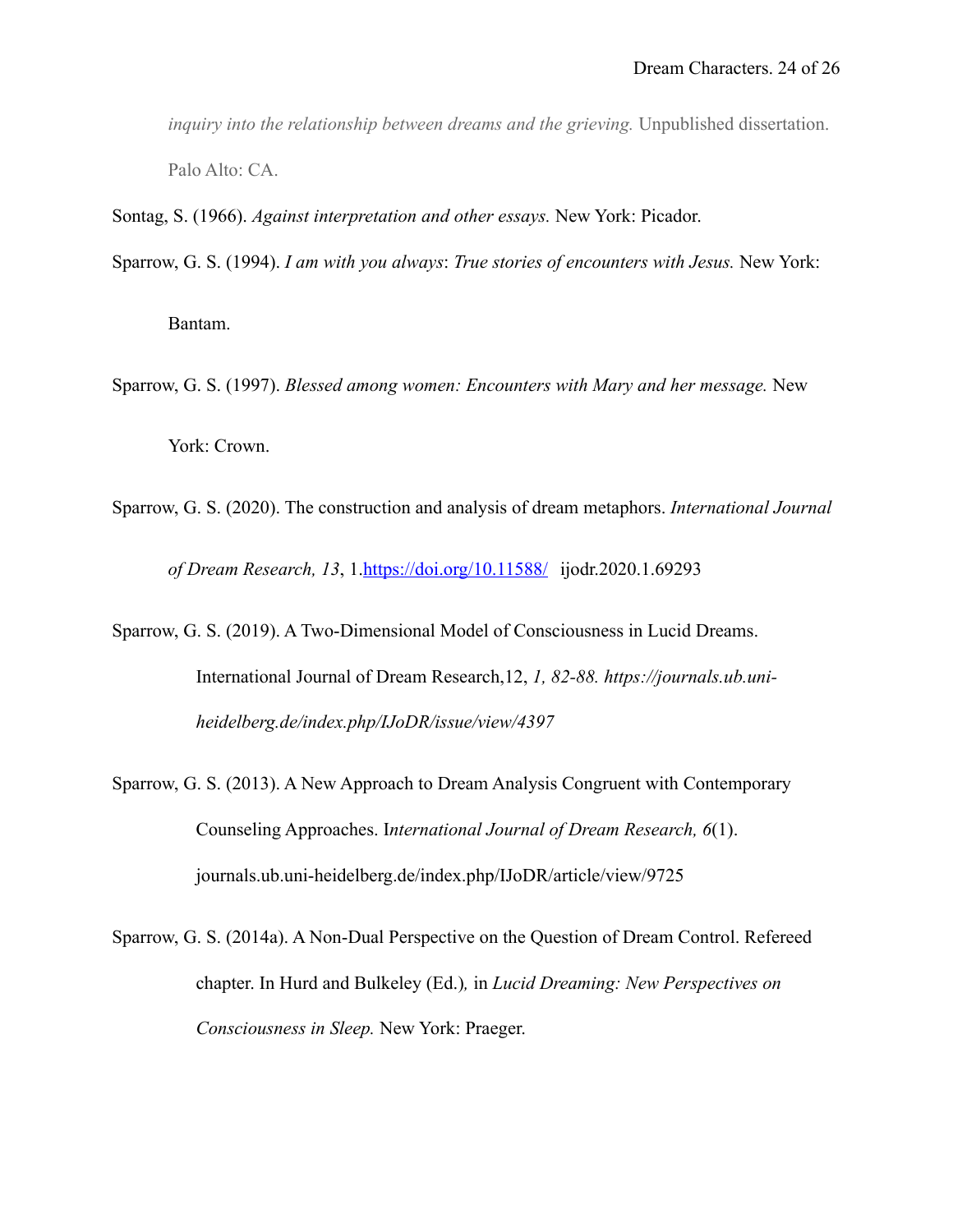*inquiry into the relationship between dreams and the grieving.* Unpublished dissertation. Palo Alto: CA.

Sontag, S. (1966). *Against interpretation and other essays.* New York: Picador.

Sparrow, G. S. (1994). *I am with you always*: *True stories of encounters with Jesus.* New York: Bantam.

Sparrow, G. S. (1997). *Blessed among women: Encounters with Mary and her message.* New York: Crown.

Sparrow, G. S. (2020). The construction and analysis of dream metaphors. *International Journal of Dream Research, 13*, 1.[https://doi.org/10.11588/](https://doi.org/10.11588/) ijodr.2020.1.69293

Sparrow, G. S. (2019). A Two-Dimensional Model of Consciousness in Lucid Dreams. International Journal of Dream Research,12, *1, 82-88. https://journals.ub.uni-heidelberg.de/index.php/IJoDR/issue/view/4397*

Sparrow, G. S. (2013). A New Approach to Dream Analysis Congruent with Contemporary Counseling Approaches. I*nternational Journal of Dream Research, 6*(1). journals.ub.uni-heidelberg.de/index.php/IJoDR/article/view/9725

Sparrow, G. S. (2014a). A Non-Dual Perspective on the Question of Dream Control. Refereed chapter. In Hurd and Bulkeley (Ed.)*,* in *Lucid Dreaming: New Perspectives on Consciousness in Sleep.* New York: Praeger.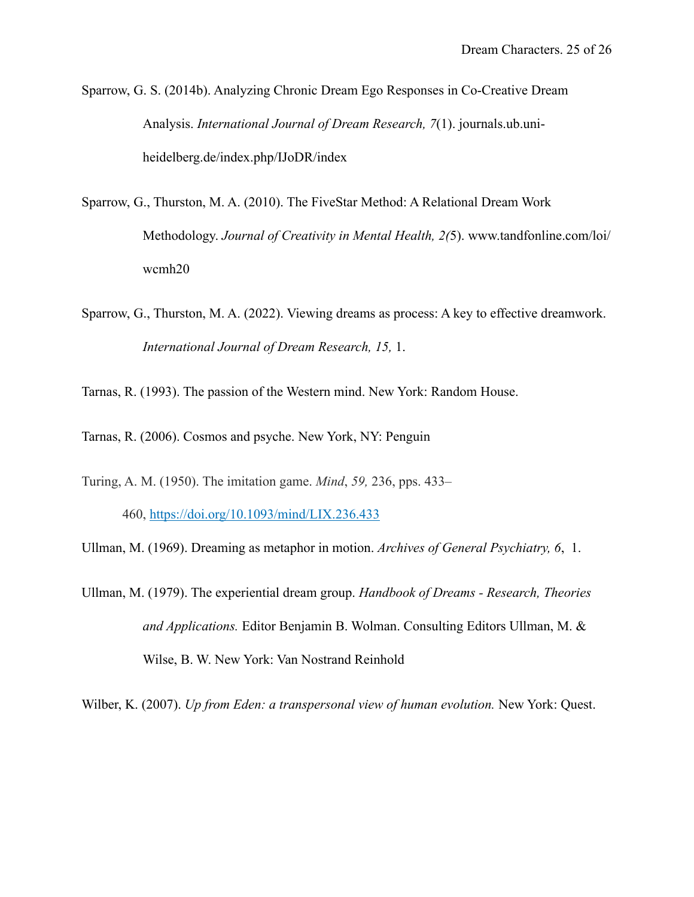Sparrow, G. S. (2014b). Analyzing Chronic Dream Ego Responses in Co-Creative Dream Analysis. *International Journal of Dream Research, 7*(1). journals.ub.uni-heidelberg.de/index.php/IJoDR/index

Sparrow, G., Thurston, M. A. (2010). The FiveStar Method: A Relational Dream Work Methodology. *Journal of Creativity in Mental Health, 2(*5). www.tandfonline.com/loi/wcmh20

Sparrow, G., Thurston, M. A. (2022). Viewing dreams as process: A key to effective dreamwork. *International Journal of Dream Research, 15,* 1.

Tarnas, R. (1993). The passion of the Western mind. New York: Random House.

Tarnas, R. (2006). Cosmos and psyche. New York, NY: Penguin

Turing, A. M. (1950). The imitation game. *Mind*, *59,* 236, pps. 433–460, https://doi.org/10.1093/mind/LIX.236.433

Ullman, M. (1969). Dreaming as metaphor in motion. *Archives of General Psychiatry, 6*, 1.

Ullman, M. (1979). The experiential dream group. *Handbook of Dreams - Research, Theories and Applications.* Editor Benjamin B. Wolman. Consulting Editors Ullman, M. & Wilse, B. W. New York: Van Nostrand Reinhold

Wilber, K. (2007). *Up from Eden: a transpersonal view of human evolution.* New York: Quest.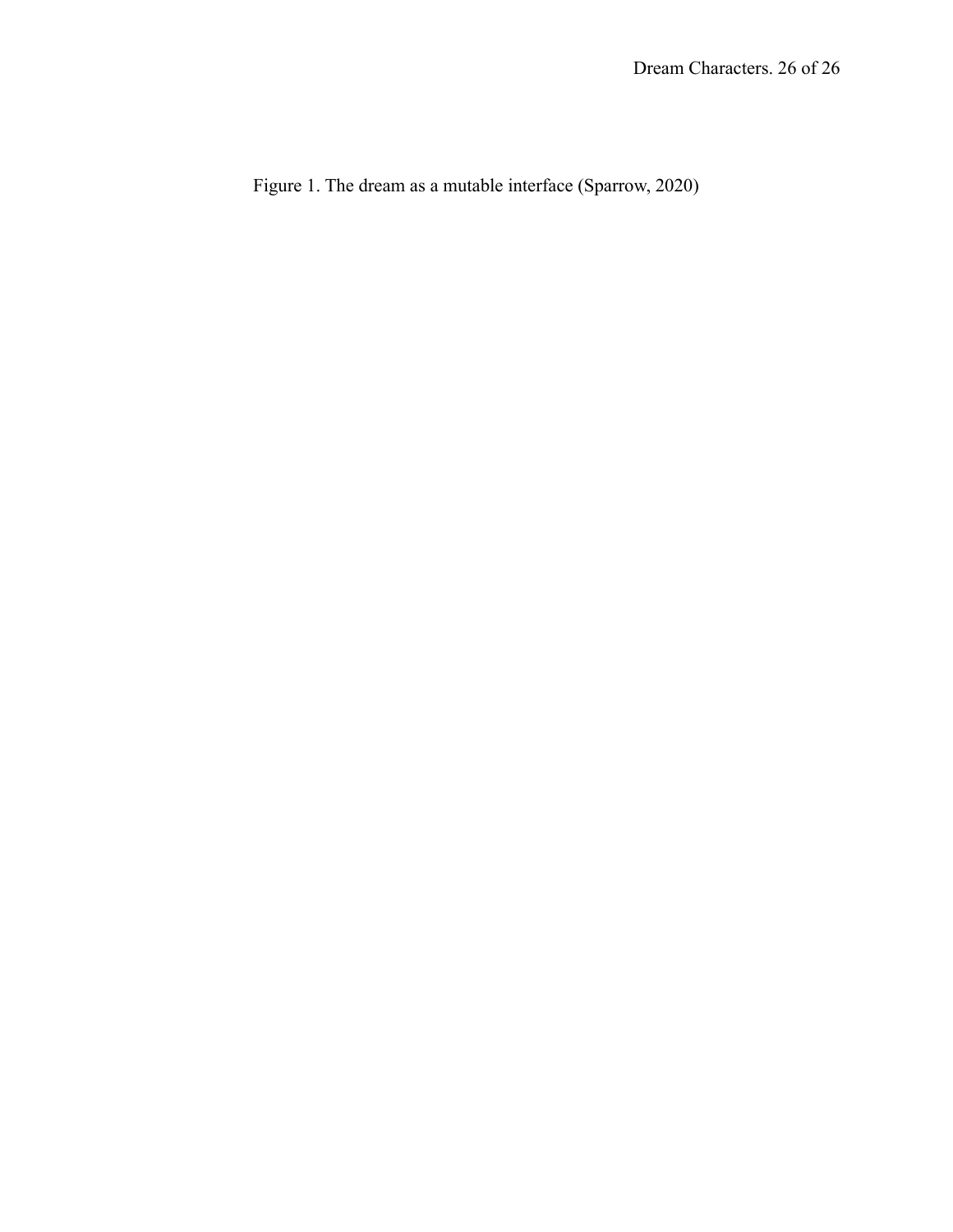Figure 1. The dream as a mutable interface (Sparrow, 2020)